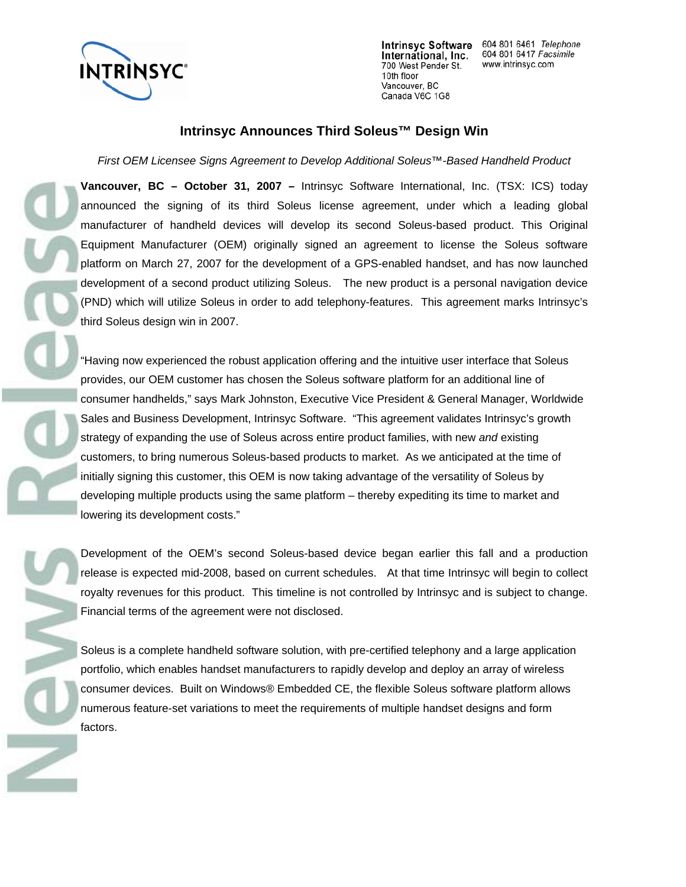**Intrinsyc Software International, Inc.**
700 West Pender St.
10th floor
Vancouver, BC
Canada V6C 1G8

604 801 6461 *Telephone*
604 801 6417 *Facsimile*
www.intrinsyc.com

# Intrinsyc Announces Third Soleus™ Design Win

*First OEM Licensee Signs Agreement to Develop Additional Soleus™-Based Handheld Product*

**Vancouver, BC – October 31, 2007 –** Intrinsyc Software International, Inc. (TSX: ICS) today announced the signing of its third Soleus license agreement, under which a leading global manufacturer of handheld devices will develop its second Soleus-based product. This Original Equipment Manufacturer (OEM) originally signed an agreement to license the Soleus software platform on March 27, 2007 for the development of a GPS-enabled handset, and has now launched development of a second product utilizing Soleus. The new product is a personal navigation device (PND) which will utilize Soleus in order to add telephony-features. This agreement marks Intrinsyc's third Soleus design win in 2007.

"Having now experienced the robust application offering and the intuitive user interface that Soleus provides, our OEM customer has chosen the Soleus software platform for an additional line of consumer handhelds," says Mark Johnston, Executive Vice President & General Manager, Worldwide Sales and Business Development, Intrinsyc Software. "This agreement validates Intrinsyc's growth strategy of expanding the use of Soleus across entire product families, with new *and* existing customers, to bring numerous Soleus-based products to market. As we anticipated at the time of initially signing this customer, this OEM is now taking advantage of the versatility of Soleus by developing multiple products using the same platform – thereby expediting its time to market and lowering its development costs."

Development of the OEM's second Soleus-based device began earlier this fall and a production release is expected mid-2008, based on current schedules. At that time Intrinsyc will begin to collect royalty revenues for this product. This timeline is not controlled by Intrinsyc and is subject to change. Financial terms of the agreement were not disclosed.

Soleus is a complete handheld software solution, with pre-certified telephony and a large application portfolio, which enables handset manufacturers to rapidly develop and deploy an array of wireless consumer devices. Built on Windows® Embedded CE, the flexible Soleus software platform allows numerous feature-set variations to meet the requirements of multiple handset designs and form factors.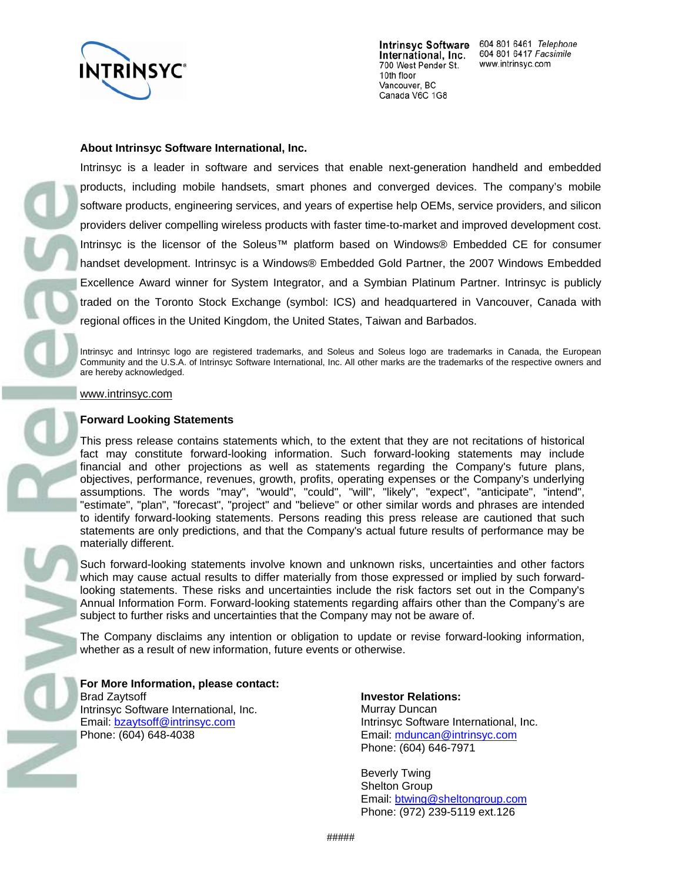**Intrinsyc Software International, Inc.**
700 West Pender St.
10th floor
Vancouver, BC
Canada V6C 1G8

604 801 6461 *Telephone*
604 801 6417 *Facsimile*
www.intrinsyc.com

**About Intrinsyc Software International, Inc.**

Intrinsyc is a leader in software and services that enable next-generation handheld and embedded products, including mobile handsets, smart phones and converged devices. The company's mobile software products, engineering services, and years of expertise help OEMs, service providers, and silicon providers deliver compelling wireless products with faster time-to-market and improved development cost. Intrinsyc is the licensor of the Soleus™ platform based on Windows® Embedded CE for consumer handset development. Intrinsyc is a Windows® Embedded Gold Partner, the 2007 Windows Embedded Excellence Award winner for System Integrator, and a Symbian Platinum Partner. Intrinsyc is publicly traded on the Toronto Stock Exchange (symbol: ICS) and headquartered in Vancouver, Canada with regional offices in the United Kingdom, the United States, Taiwan and Barbados.

Intrinsyc and Intrinsyc logo are registered trademarks, and Soleus and Soleus logo are trademarks in Canada, the European Community and the U.S.A. of Intrinsyc Software International, Inc. All other marks are the trademarks of the respective owners and are hereby acknowledged.

www.intrinsyc.com

**Forward Looking Statements**

This press release contains statements which, to the extent that they are not recitations of historical fact may constitute forward-looking information. Such forward-looking statements may include financial and other projections as well as statements regarding the Company's future plans, objectives, performance, revenues, growth, profits, operating expenses or the Company's underlying assumptions. The words "may", "would", "could", "will", "likely", "expect", "anticipate", "intend", "estimate", "plan", "forecast", "project" and "believe" or other similar words and phrases are intended to identify forward-looking statements. Persons reading this press release are cautioned that such statements are only predictions, and that the Company's actual future results of performance may be materially different.

Such forward-looking statements involve known and unknown risks, uncertainties and other factors which may cause actual results to differ materially from those expressed or implied by such forward-looking statements. These risks and uncertainties include the risk factors set out in the Company's Annual Information Form. Forward-looking statements regarding affairs other than the Company's are subject to further risks and uncertainties that the Company may not be aware of.

The Company disclaims any intention or obligation to update or revise forward-looking information, whether as a result of new information, future events or otherwise.

**For More Information, please contact:**
Brad Zaytsoff
Intrinsyc Software International, Inc.
Email: bzaytsoff@intrinsyc.com
Phone: (604) 648-4038

**Investor Relations:**
Murray Duncan
Intrinsyc Software International, Inc.
Email: mduncan@intrinsyc.com
Phone: (604) 646-7971

Beverly Twing
Shelton Group
Email: btwing@sheltongroup.com
Phone: (972) 239-5119 ext.126

#####